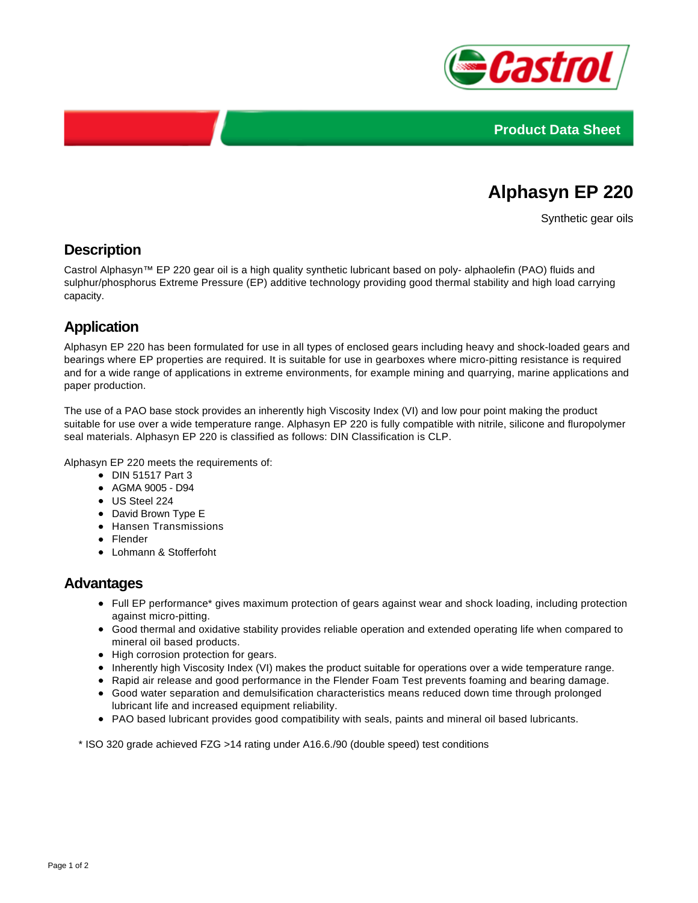Product Data Sheet

# Alphasyn EP 220

Synthetic gear oils

## Description

Castrol Alphasyn™ EP 220 gear oil is a high quality synthetic lubricant based on poly- alphaolefin (PAO) fluids and sulphur/phosphorus Extreme Pressure (EP) additive technology providing good thermal stability and high load carrying capacity.

## Application

Alphasyn EP 220 has been formulated for use in all types of enclosed gears including heavy and shock-loaded gears and bearings where EP properties are required. It is suitable for use in gearboxes where micro-pitting resistance is required and for a wide range of applications in extreme environments, for example mining and quarrying, marine applications and paper production.

The use of a PAO base stock provides an inherently high Viscosity Index (VI) and low pour point making the product suitable for use over a wide temperature range. Alphasyn EP 220 is fully compatible with nitrile, silicone and fluropolymer seal materials. Alphasyn EP 220 is classified as follows: DIN Classification is CLP.

Alphasyn EP 220 meets the requirements of:

- DIN 51517 Part 3
- AGMA 9005 - D94
- US Steel 224
- David Brown Type E
- Hansen Transmissions
- Flender
- Lohmann & Stofferfoht

## Advantages

- Full EP performance* gives maximum protection of gears against wear and shock loading, including protection against micro-pitting.
- Good thermal and oxidative stability provides reliable operation and extended operating life when compared to mineral oil based products.
- High corrosion protection for gears.
- Inherently high Viscosity Index (VI) makes the product suitable for operations over a wide temperature range.
- Rapid air release and good performance in the Flender Foam Test prevents foaming and bearing damage.
- Good water separation and demulsification characteristics means reduced down time through prolonged lubricant life and increased equipment reliability.
- PAO based lubricant provides good compatibility with seals, paints and mineral oil based lubricants.

* ISO 320 grade achieved FZG >14 rating under A16.6./90 (double speed) test conditions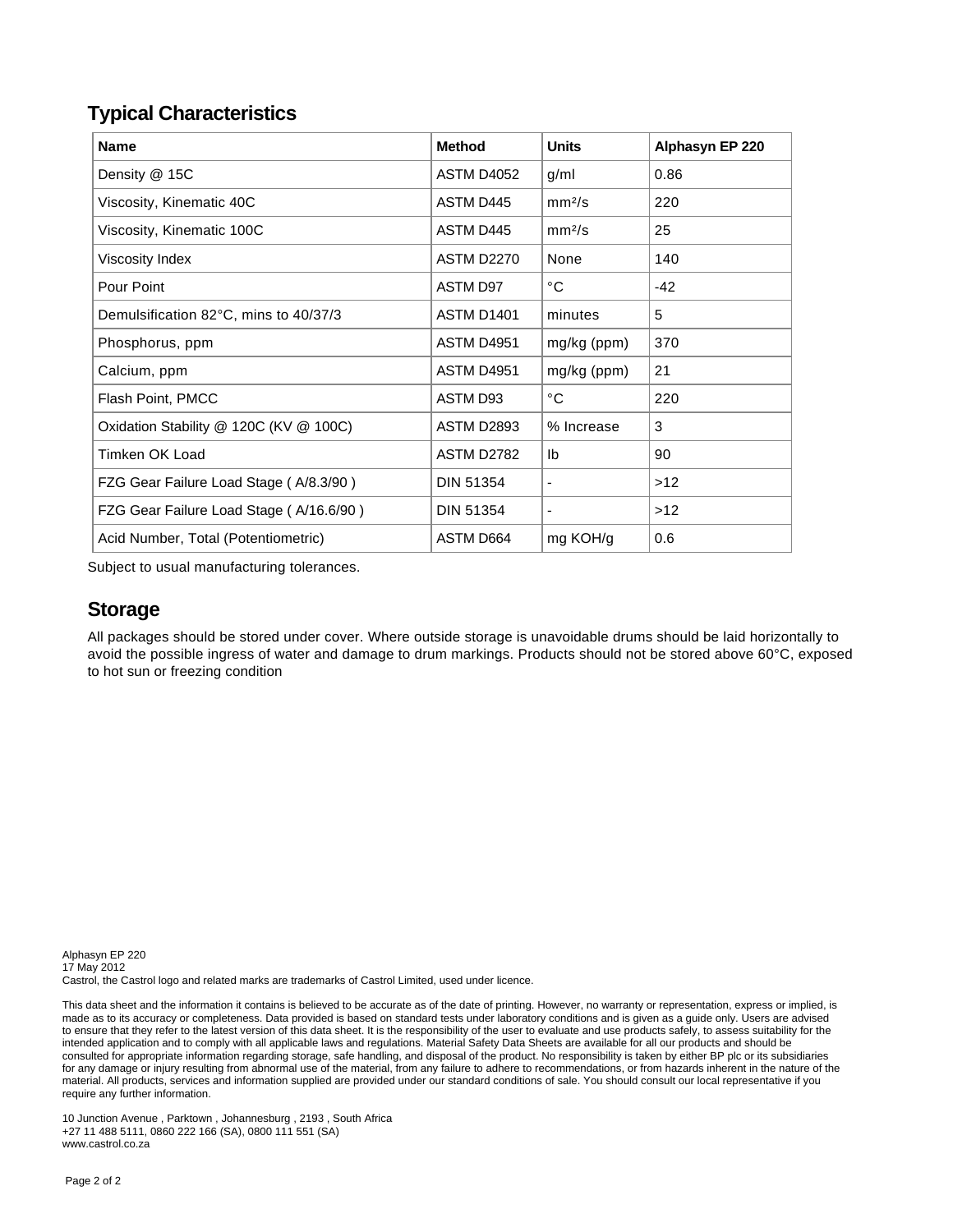## Typical Characteristics

| Name | Method | Units | Alphasyn EP 220 |
| --- | --- | --- | --- |
| Density @ 15C | ASTM D4052 | g/ml | 0.86 |
| Viscosity, Kinematic 40C | ASTM D445 | $mm^2/s$ | 220 |
| Viscosity, Kinematic 100C | ASTM D445 | $mm^2/s$ | 25 |
| Viscosity Index | ASTM D2270 | None | 140 |
| Pour Point | ASTM D97 | °C | -42 |
| Demulsification 82°C, mins to 40/37/3 | ASTM D1401 | minutes | 5 |
| Phosphorus, ppm | ASTM D4951 | mg/kg (ppm) | 370 |
| Calcium, ppm | ASTM D4951 | mg/kg (ppm) | 21 |
| Flash Point, PMCC | ASTM D93 | °C | 220 |
| Oxidation Stability @ 120C (KV @ 100C) | ASTM D2893 | % Increase | 3 |
| Timken OK Load | ASTM D2782 | lb | 90 |
| FZG Gear Failure Load Stage ( A/8.3/90 ) | DIN 51354 | - | >12 |
| FZG Gear Failure Load Stage ( A/16.6/90 ) | DIN 51354 | - | >12 |
| Acid Number, Total (Potentiometric) | ASTM D664 | mg KOH/g | 0.6 |

Subject to usual manufacturing tolerances.

## Storage

All packages should be stored under cover. Where outside storage is unavoidable drums should be laid horizontally to avoid the possible ingress of water and damage to drum markings. Products should not be stored above 60°C, exposed to hot sun or freezing condition

Alphasyn EP 220
17 May 2012
Castrol, the Castrol logo and related marks are trademarks of Castrol Limited, used under licence.

This data sheet and the information it contains is believed to be accurate as of the date of printing. However, no warranty or representation, express or implied, is made as to its accuracy or completeness. Data provided is based on standard tests under laboratory conditions and is given as a guide only. Users are advised to ensure that they refer to the latest version of this data sheet. It is the responsibility of the user to evaluate and use products safely, to assess suitability for the intended application and to comply with all applicable laws and regulations. Material Safety Data Sheets are available for all our products and should be consulted for appropriate information regarding storage, safe handling, and disposal of the product. No responsibility is taken by either BP plc or its subsidiaries for any damage or injury resulting from abnormal use of the material, from any failure to adhere to recommendations, or from hazards inherent in the nature of the material. All products, services and information supplied are provided under our standard conditions of sale. You should consult our local representative if you require any further information.

10 Junction Avenue , Parktown , Johannesburg , 2193 , South Africa
+27 11 488 5111, 0860 222 166 (SA), 0800 111 551 (SA)
www.castrol.co.za